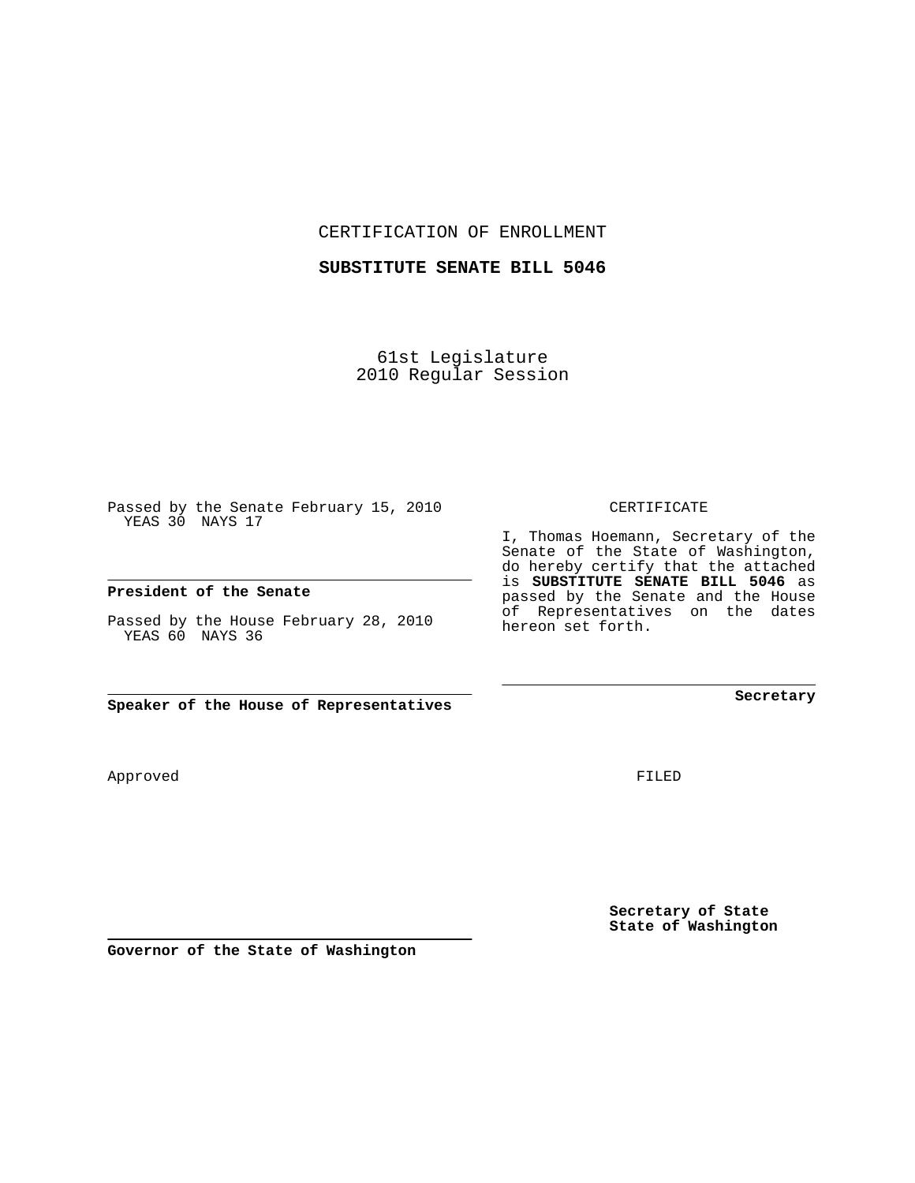CERTIFICATION OF ENROLLMENT

**SUBSTITUTE SENATE BILL 5046**

61st Legislature
2010 Regular Session

Passed by the Senate February 15, 2010
YEAS 30 NAYS 17

**President of the Senate**

Passed by the House February 28, 2010
YEAS 60 NAYS 36

**Speaker of the House of Representatives**

Approved

**Governor of the State of Washington**

CERTIFICATE

I, Thomas Hoemann, Secretary of the Senate of the State of Washington, do hereby certify that the attached is **SUBSTITUTE SENATE BILL 5046** as passed by the Senate and the House of Representatives on the dates hereon set forth.

**Secretary**

FILED

**Secretary of State**
**State of Washington**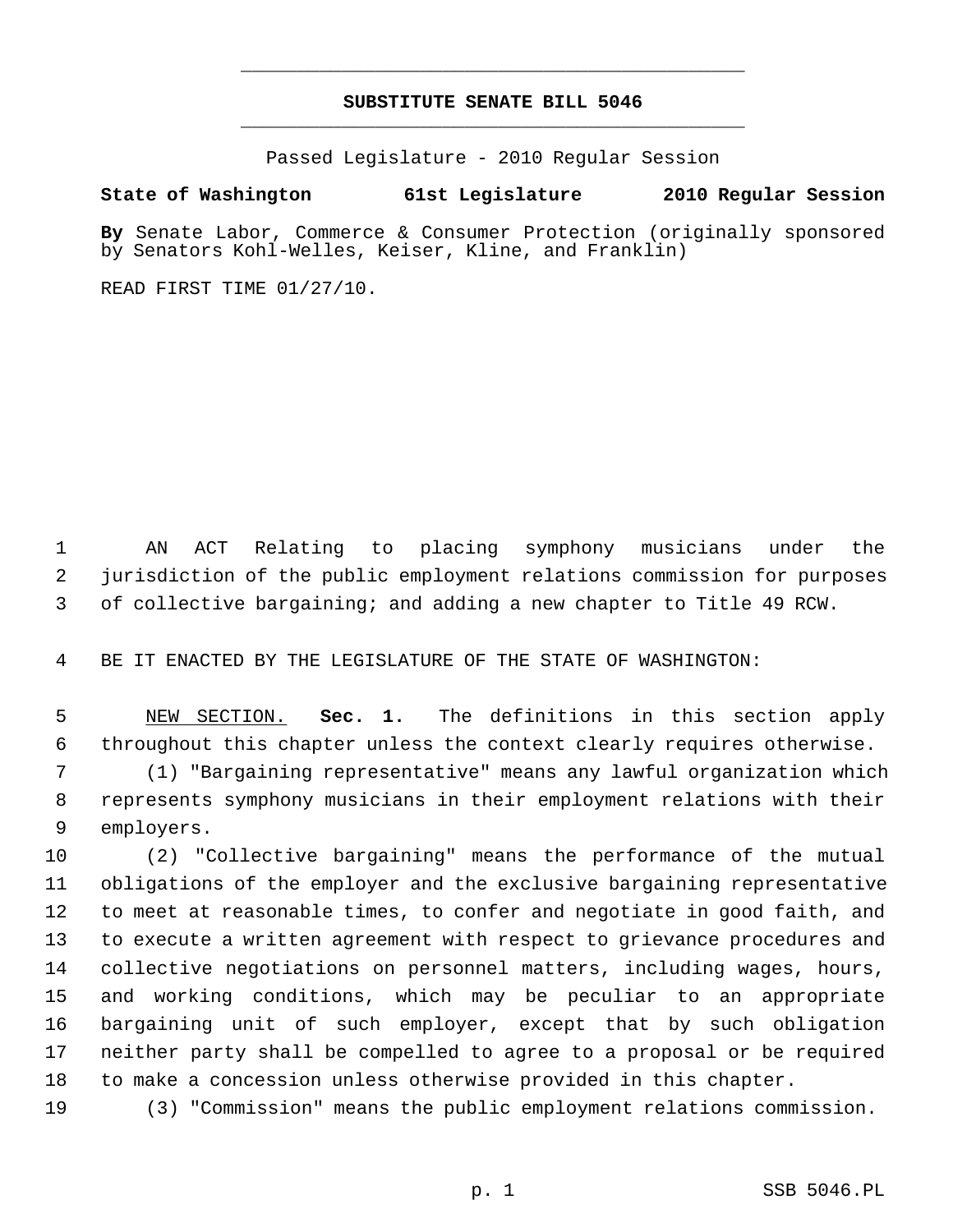# SUBSTITUTE SENATE BILL 5046

Passed Legislature - 2010 Regular Session

**State of Washington 61st Legislature 2010 Regular Session**

**By** Senate Labor, Commerce & Consumer Protection (originally sponsored by Senators Kohl-Welles, Keiser, Kline, and Franklin)

READ FIRST TIME 01/27/10.

AN ACT Relating to placing symphony musicians under the jurisdiction of the public employment relations commission for purposes of collective bargaining; and adding a new chapter to Title 49 RCW.

BE IT ENACTED BY THE LEGISLATURE OF THE STATE OF WASHINGTON:

NEW SECTION. **Sec. 1.** The definitions in this section apply throughout this chapter unless the context clearly requires otherwise.

(1) "Bargaining representative" means any lawful organization which represents symphony musicians in their employment relations with their employers.

(2) "Collective bargaining" means the performance of the mutual obligations of the employer and the exclusive bargaining representative to meet at reasonable times, to confer and negotiate in good faith, and to execute a written agreement with respect to grievance procedures and collective negotiations on personnel matters, including wages, hours, and working conditions, which may be peculiar to an appropriate bargaining unit of such employer, except that by such obligation neither party shall be compelled to agree to a proposal or be required to make a concession unless otherwise provided in this chapter.

(3) "Commission" means the public employment relations commission.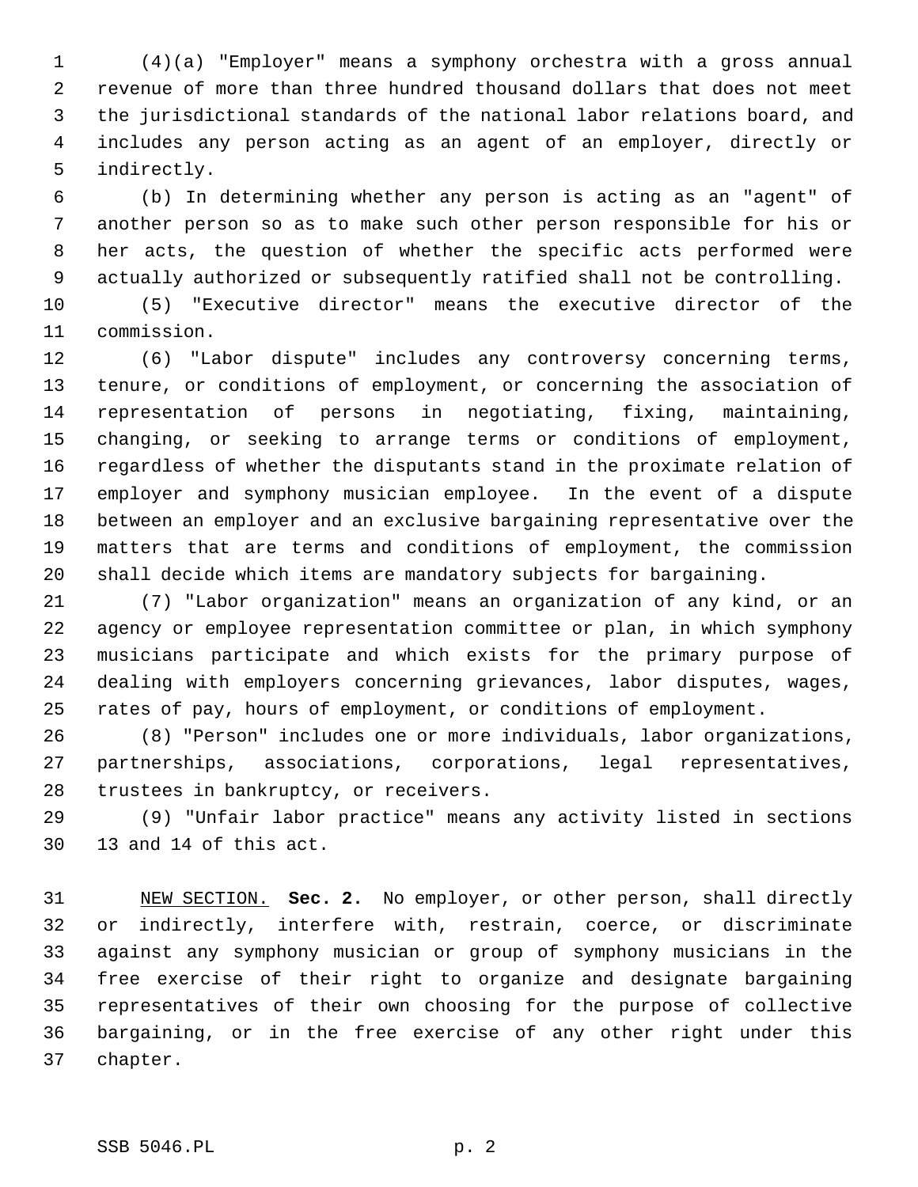(4)(a) "Employer" means a symphony orchestra with a gross annual revenue of more than three hundred thousand dollars that does not meet the jurisdictional standards of the national labor relations board, and includes any person acting as an agent of an employer, directly or indirectly.

(b) In determining whether any person is acting as an "agent" of another person so as to make such other person responsible for his or her acts, the question of whether the specific acts performed were actually authorized or subsequently ratified shall not be controlling.

(5) "Executive director" means the executive director of the commission.

(6) "Labor dispute" includes any controversy concerning terms, tenure, or conditions of employment, or concerning the association of representation of persons in negotiating, fixing, maintaining, changing, or seeking to arrange terms or conditions of employment, regardless of whether the disputants stand in the proximate relation of employer and symphony musician employee. In the event of a dispute between an employer and an exclusive bargaining representative over the matters that are terms and conditions of employment, the commission shall decide which items are mandatory subjects for bargaining.

(7) "Labor organization" means an organization of any kind, or an agency or employee representation committee or plan, in which symphony musicians participate and which exists for the primary purpose of dealing with employers concerning grievances, labor disputes, wages, rates of pay, hours of employment, or conditions of employment.

(8) "Person" includes one or more individuals, labor organizations, partnerships, associations, corporations, legal representatives, trustees in bankruptcy, or receivers.

(9) "Unfair labor practice" means any activity listed in sections 13 and 14 of this act.

NEW SECTION. **Sec. 2.** No employer, or other person, shall directly or indirectly, interfere with, restrain, coerce, or discriminate against any symphony musician or group of symphony musicians in the free exercise of their right to organize and designate bargaining representatives of their own choosing for the purpose of collective bargaining, or in the free exercise of any other right under this chapter.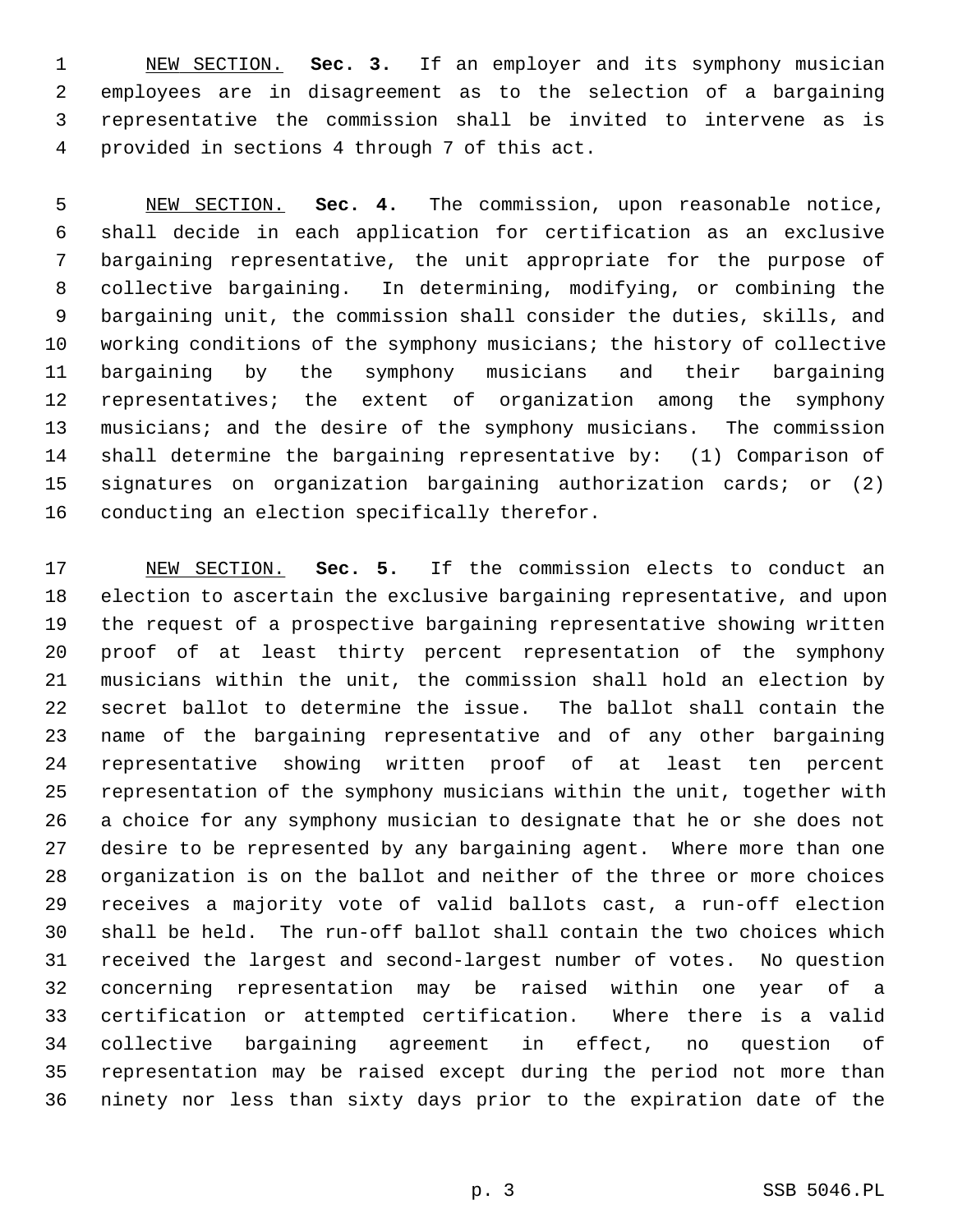NEW SECTION. **Sec. 3.** If an employer and its symphony musician employees are in disagreement as to the selection of a bargaining representative the commission shall be invited to intervene as is provided in sections 4 through 7 of this act.

NEW SECTION. **Sec. 4.** The commission, upon reasonable notice, shall decide in each application for certification as an exclusive bargaining representative, the unit appropriate for the purpose of collective bargaining. In determining, modifying, or combining the bargaining unit, the commission shall consider the duties, skills, and working conditions of the symphony musicians; the history of collective bargaining by the symphony musicians and their bargaining representatives; the extent of organization among the symphony musicians; and the desire of the symphony musicians. The commission shall determine the bargaining representative by: (1) Comparison of signatures on organization bargaining authorization cards; or (2) conducting an election specifically therefor.

NEW SECTION. **Sec. 5.** If the commission elects to conduct an election to ascertain the exclusive bargaining representative, and upon the request of a prospective bargaining representative showing written proof of at least thirty percent representation of the symphony musicians within the unit, the commission shall hold an election by secret ballot to determine the issue. The ballot shall contain the name of the bargaining representative and of any other bargaining representative showing written proof of at least ten percent representation of the symphony musicians within the unit, together with a choice for any symphony musician to designate that he or she does not desire to be represented by any bargaining agent. Where more than one organization is on the ballot and neither of the three or more choices receives a majority vote of valid ballots cast, a run-off election shall be held. The run-off ballot shall contain the two choices which received the largest and second-largest number of votes. No question concerning representation may be raised within one year of a certification or attempted certification. Where there is a valid collective bargaining agreement in effect, no question of representation may be raised except during the period not more than ninety nor less than sixty days prior to the expiration date of the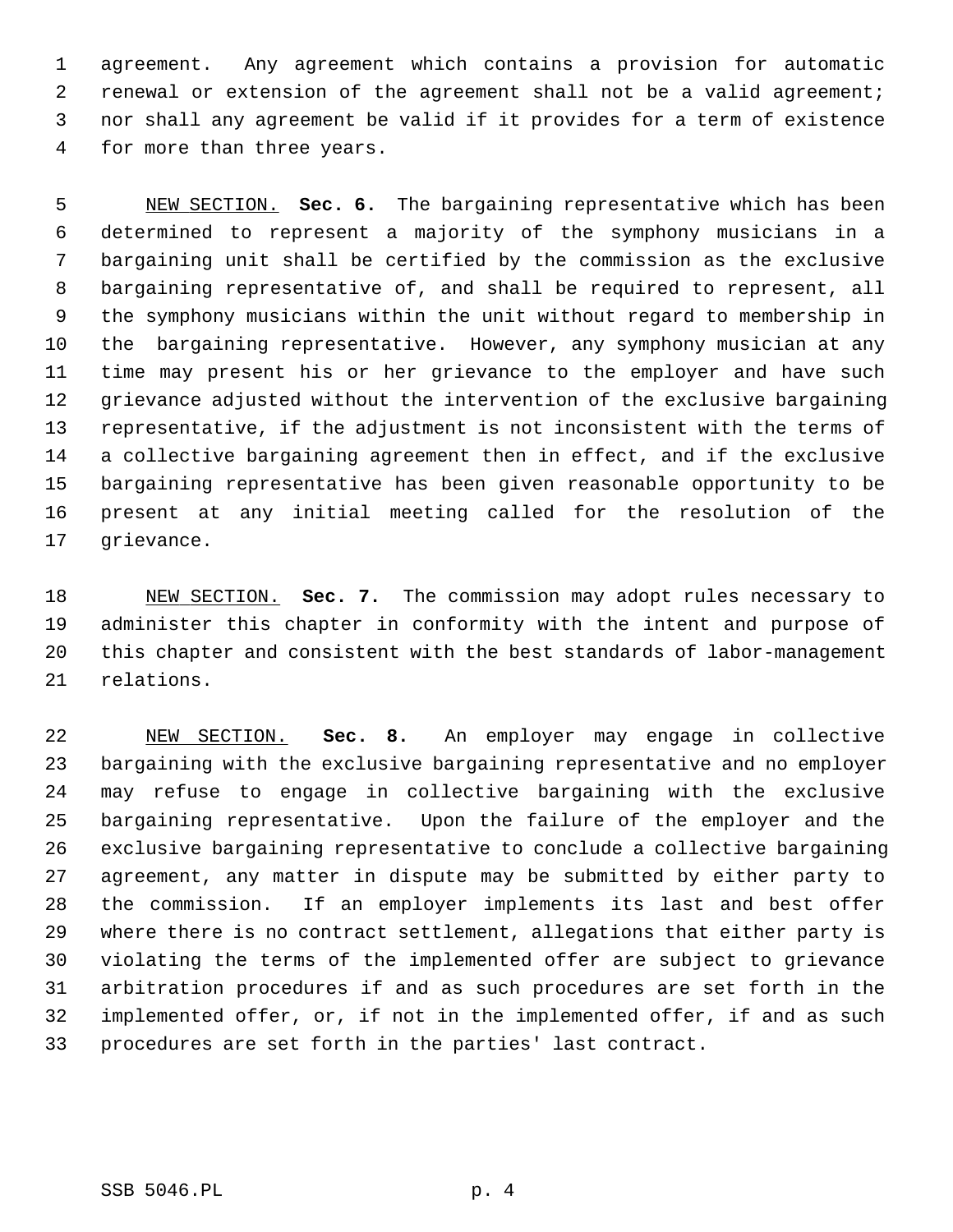agreement. Any agreement which contains a provision for automatic renewal or extension of the agreement shall not be a valid agreement; nor shall any agreement be valid if it provides for a term of existence for more than three years.

NEW SECTION. **Sec. 6.** The bargaining representative which has been determined to represent a majority of the symphony musicians in a bargaining unit shall be certified by the commission as the exclusive bargaining representative of, and shall be required to represent, all the symphony musicians within the unit without regard to membership in the bargaining representative. However, any symphony musician at any time may present his or her grievance to the employer and have such grievance adjusted without the intervention of the exclusive bargaining representative, if the adjustment is not inconsistent with the terms of a collective bargaining agreement then in effect, and if the exclusive bargaining representative has been given reasonable opportunity to be present at any initial meeting called for the resolution of the grievance.

NEW SECTION. **Sec. 7.** The commission may adopt rules necessary to administer this chapter in conformity with the intent and purpose of this chapter and consistent with the best standards of labor-management relations.

NEW SECTION. **Sec. 8.** An employer may engage in collective bargaining with the exclusive bargaining representative and no employer may refuse to engage in collective bargaining with the exclusive bargaining representative. Upon the failure of the employer and the exclusive bargaining representative to conclude a collective bargaining agreement, any matter in dispute may be submitted by either party to the commission. If an employer implements its last and best offer where there is no contract settlement, allegations that either party is violating the terms of the implemented offer are subject to grievance arbitration procedures if and as such procedures are set forth in the implemented offer, or, if not in the implemented offer, if and as such procedures are set forth in the parties' last contract.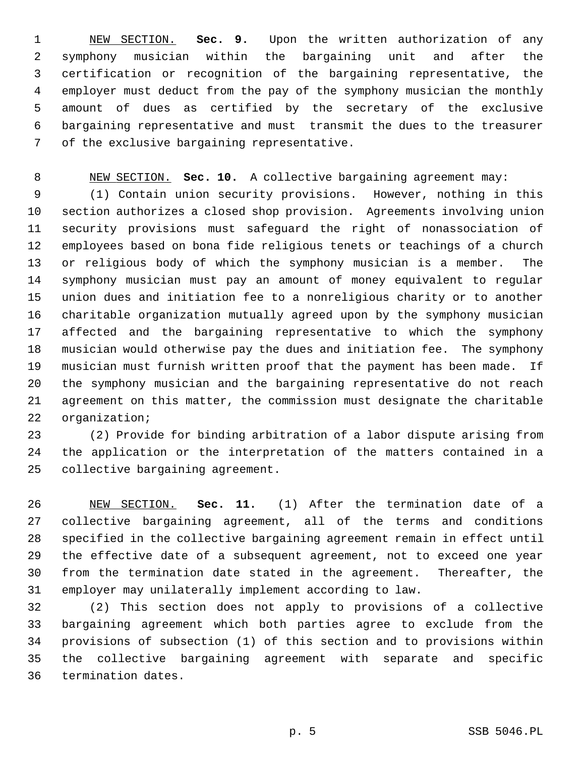NEW SECTION. **Sec. 9.** Upon the written authorization of any symphony musician within the bargaining unit and after the certification or recognition of the bargaining representative, the employer must deduct from the pay of the symphony musician the monthly amount of dues as certified by the secretary of the exclusive bargaining representative and must transmit the dues to the treasurer of the exclusive bargaining representative.

NEW SECTION. **Sec. 10.** A collective bargaining agreement may:

(1) Contain union security provisions. However, nothing in this section authorizes a closed shop provision. Agreements involving union security provisions must safeguard the right of nonassociation of employees based on bona fide religious tenets or teachings of a church or religious body of which the symphony musician is a member. The symphony musician must pay an amount of money equivalent to regular union dues and initiation fee to a nonreligious charity or to another charitable organization mutually agreed upon by the symphony musician affected and the bargaining representative to which the symphony musician would otherwise pay the dues and initiation fee. The symphony musician must furnish written proof that the payment has been made. If the symphony musician and the bargaining representative do not reach agreement on this matter, the commission must designate the charitable organization;

(2) Provide for binding arbitration of a labor dispute arising from the application or the interpretation of the matters contained in a collective bargaining agreement.

NEW SECTION. **Sec. 11.** (1) After the termination date of a collective bargaining agreement, all of the terms and conditions specified in the collective bargaining agreement remain in effect until the effective date of a subsequent agreement, not to exceed one year from the termination date stated in the agreement. Thereafter, the employer may unilaterally implement according to law.

(2) This section does not apply to provisions of a collective bargaining agreement which both parties agree to exclude from the provisions of subsection (1) of this section and to provisions within the collective bargaining agreement with separate and specific termination dates.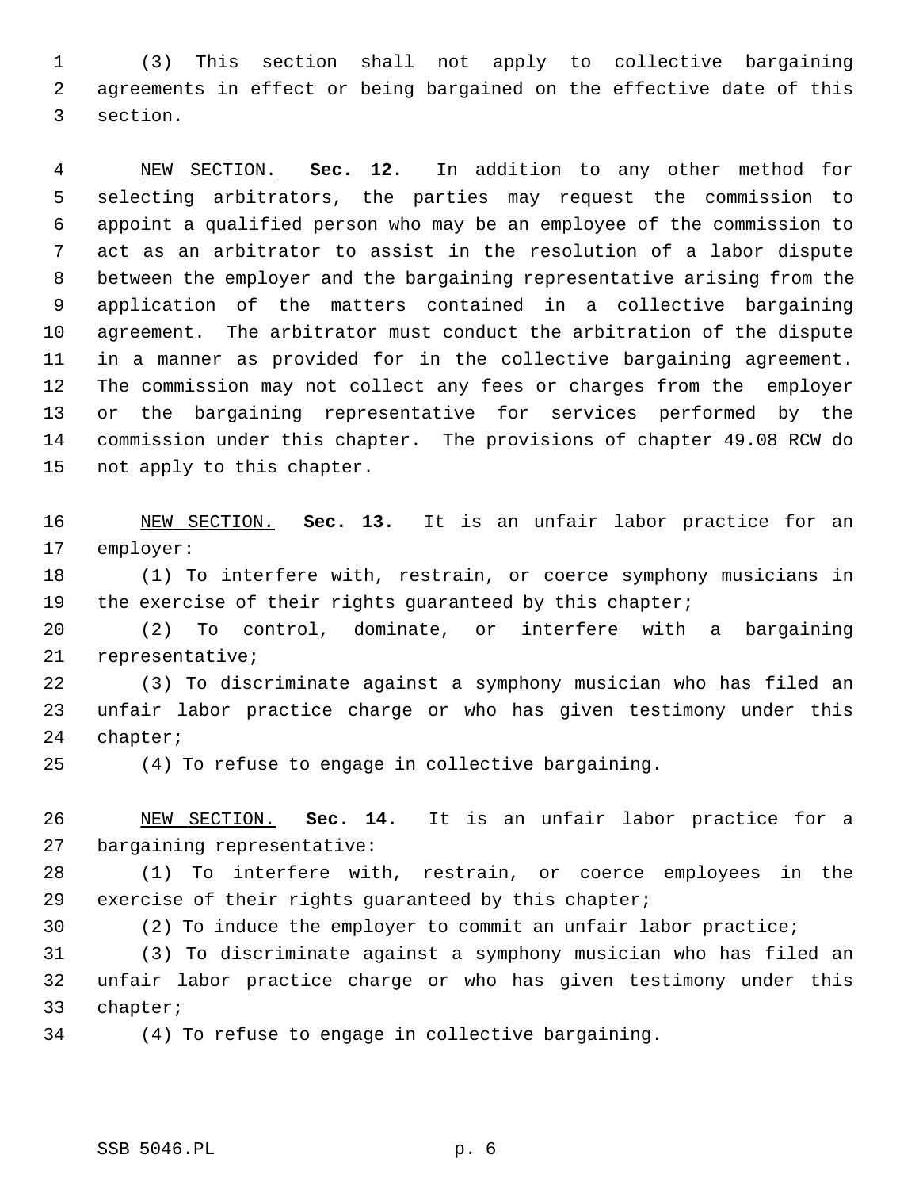(3) This section shall not apply to collective bargaining agreements in effect or being bargained on the effective date of this section.

NEW SECTION. **Sec. 12.** In addition to any other method for selecting arbitrators, the parties may request the commission to appoint a qualified person who may be an employee of the commission to act as an arbitrator to assist in the resolution of a labor dispute between the employer and the bargaining representative arising from the application of the matters contained in a collective bargaining agreement. The arbitrator must conduct the arbitration of the dispute in a manner as provided for in the collective bargaining agreement. The commission may not collect any fees or charges from the employer or the bargaining representative for services performed by the commission under this chapter. The provisions of chapter 49.08 RCW do not apply to this chapter.

NEW SECTION. **Sec. 13.** It is an unfair labor practice for an employer:

(1) To interfere with, restrain, or coerce symphony musicians in the exercise of their rights guaranteed by this chapter;

(2) To control, dominate, or interfere with a bargaining representative;

(3) To discriminate against a symphony musician who has filed an unfair labor practice charge or who has given testimony under this chapter;

(4) To refuse to engage in collective bargaining.

NEW SECTION. **Sec. 14.** It is an unfair labor practice for a bargaining representative:

(1) To interfere with, restrain, or coerce employees in the exercise of their rights guaranteed by this chapter;

(2) To induce the employer to commit an unfair labor practice;

(3) To discriminate against a symphony musician who has filed an unfair labor practice charge or who has given testimony under this chapter;

(4) To refuse to engage in collective bargaining.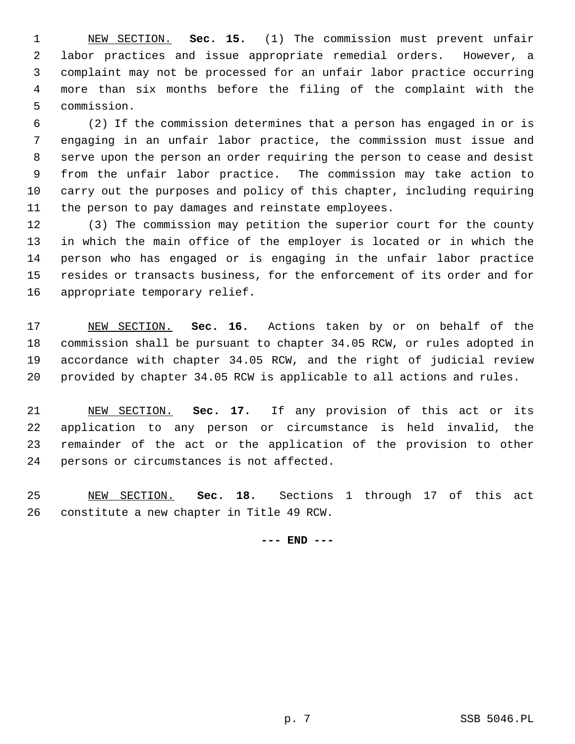NEW SECTION. **Sec. 15.** (1) The commission must prevent unfair labor practices and issue appropriate remedial orders. However, a complaint may not be processed for an unfair labor practice occurring more than six months before the filing of the complaint with the commission.

(2) If the commission determines that a person has engaged in or is engaging in an unfair labor practice, the commission must issue and serve upon the person an order requiring the person to cease and desist from the unfair labor practice. The commission may take action to carry out the purposes and policy of this chapter, including requiring the person to pay damages and reinstate employees.

(3) The commission may petition the superior court for the county in which the main office of the employer is located or in which the person who has engaged or is engaging in the unfair labor practice resides or transacts business, for the enforcement of its order and for appropriate temporary relief.

NEW SECTION. **Sec. 16.** Actions taken by or on behalf of the commission shall be pursuant to chapter 34.05 RCW, or rules adopted in accordance with chapter 34.05 RCW, and the right of judicial review provided by chapter 34.05 RCW is applicable to all actions and rules.

NEW SECTION. **Sec. 17.** If any provision of this act or its application to any person or circumstance is held invalid, the remainder of the act or the application of the provision to other persons or circumstances is not affected.

NEW SECTION. **Sec. 18.** Sections 1 through 17 of this act constitute a new chapter in Title 49 RCW.

**--- END ---**